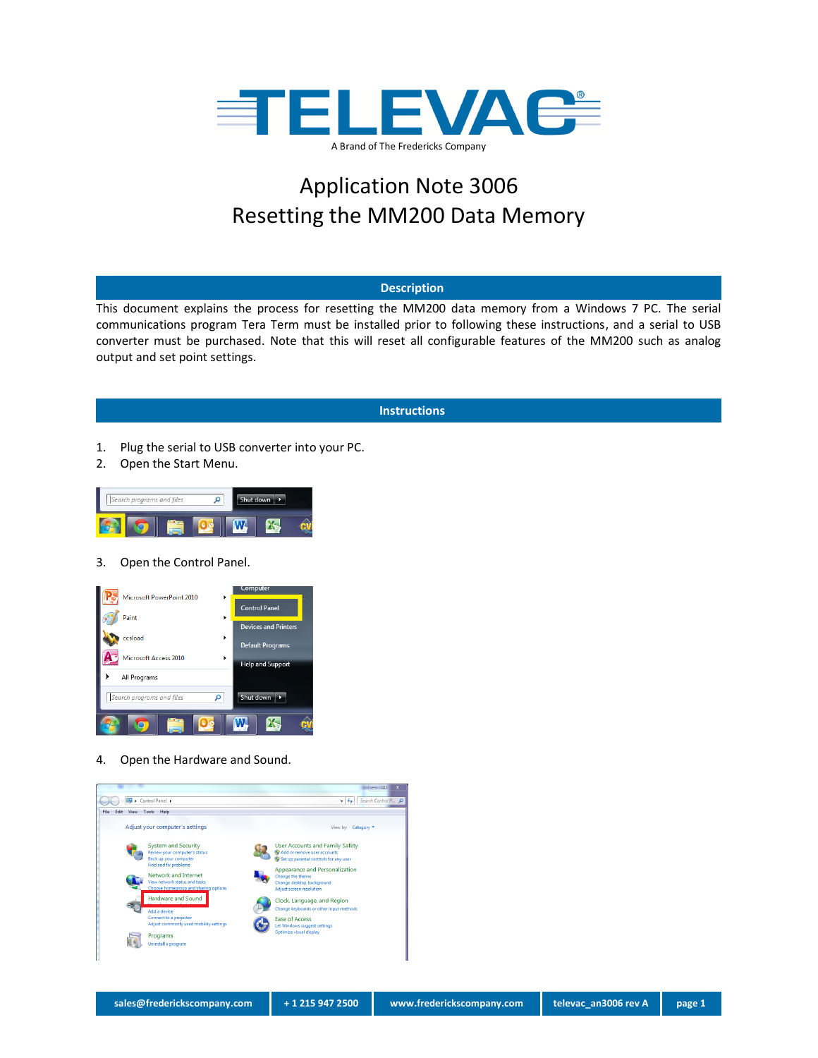# TELEVAC®

A Brand of The Fredericks Company

# Application Note 3006
# Resetting the MM200 Data Memory

## Description

This document explains the process for resetting the MM200 data memory from a Windows 7 PC. The serial communications program Tera Term must be installed prior to following these instructions, and a serial to USB converter must be purchased. Note that this will reset all configurable features of the MM200 such as analog output and set point settings.

## Instructions

1. Plug the serial to USB converter into your PC.
2. Open the Start Menu.
3. Open the Control Panel.
4. Open the Hardware and Sound.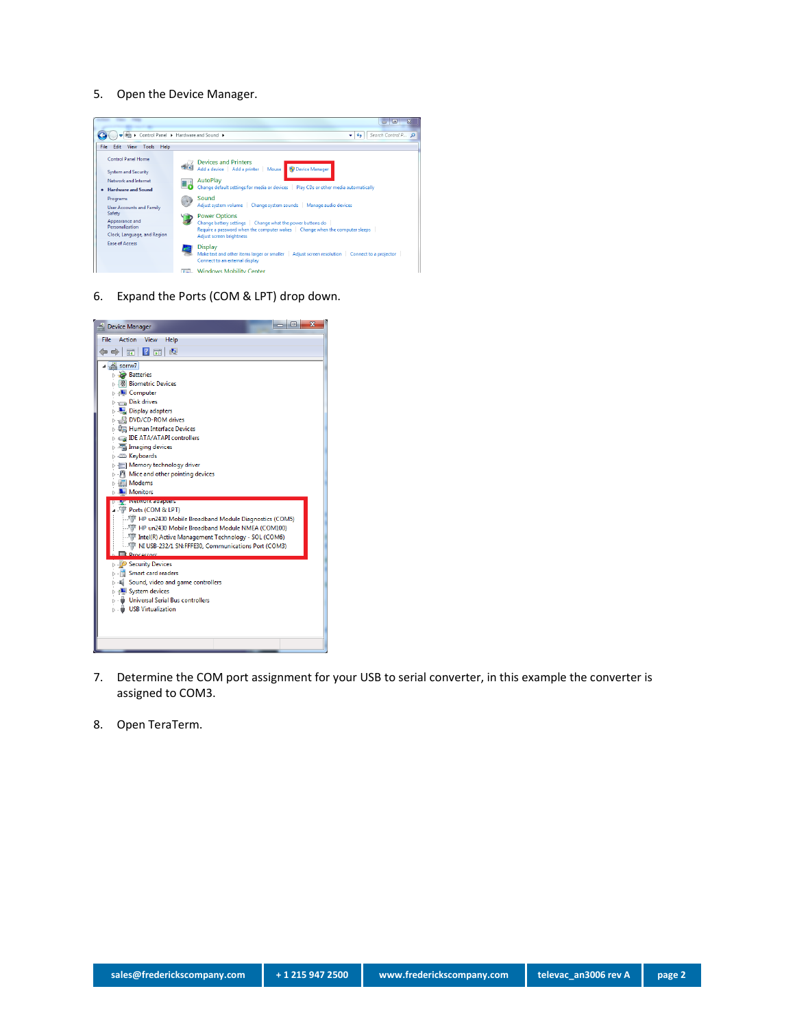5. Open the Device Manager.

6. Expand the Ports (COM & LPT) drop down.

7. Determine the COM port assignment for your USB to serial converter, in this example the converter is assigned to COM3.

8. Open TeraTerm.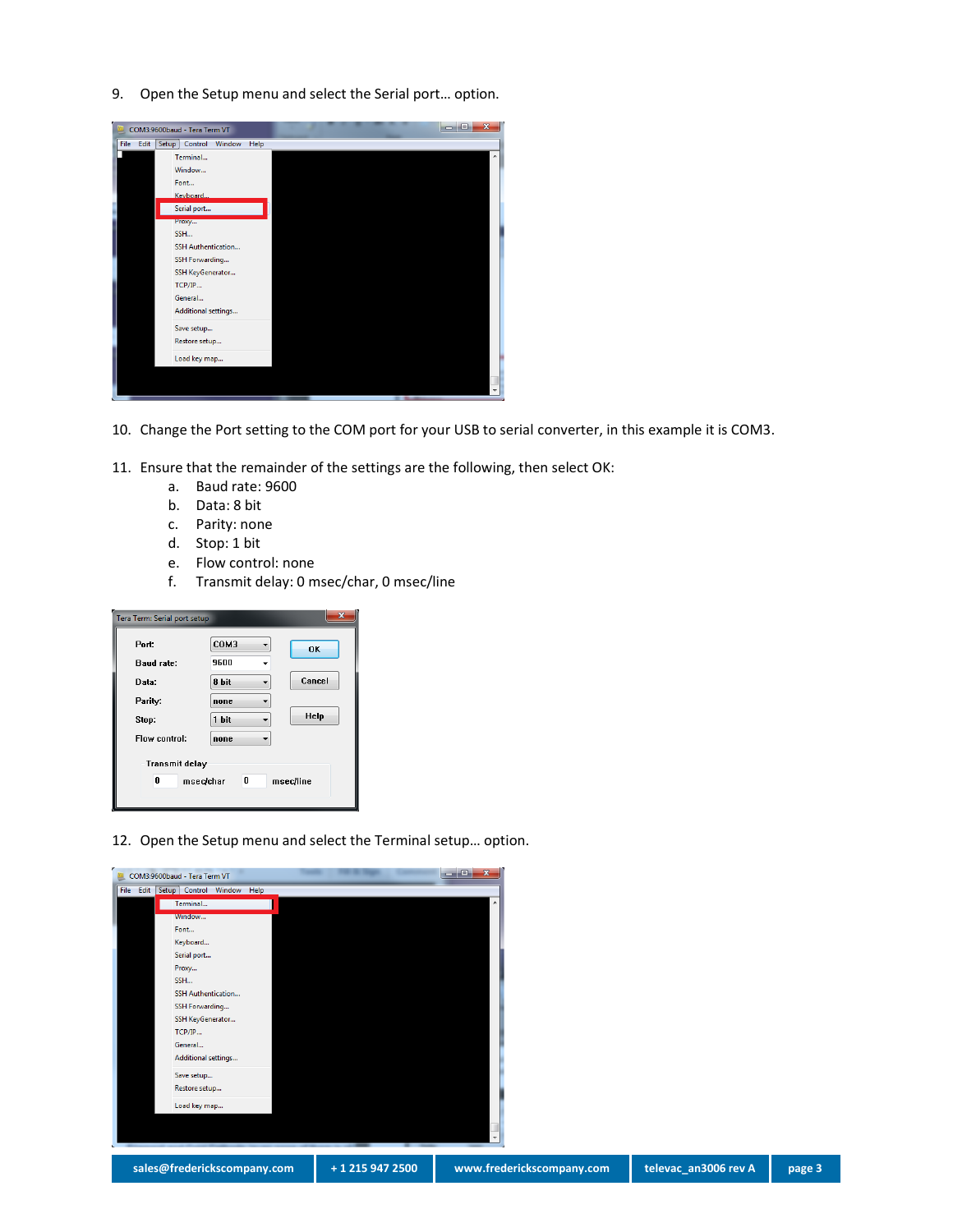9. Open the Setup menu and select the Serial port… option.

10. Change the Port setting to the COM port for your USB to serial converter, in this example it is COM3.

11. Ensure that the remainder of the settings are the following, then select OK:
    a. Baud rate: 9600
    b. Data: 8 bit
    c. Parity: none
    d. Stop: 1 bit
    e. Flow control: none
    f. Transmit delay: 0 msec/char, 0 msec/line

12. Open the Setup menu and select the Terminal setup… option.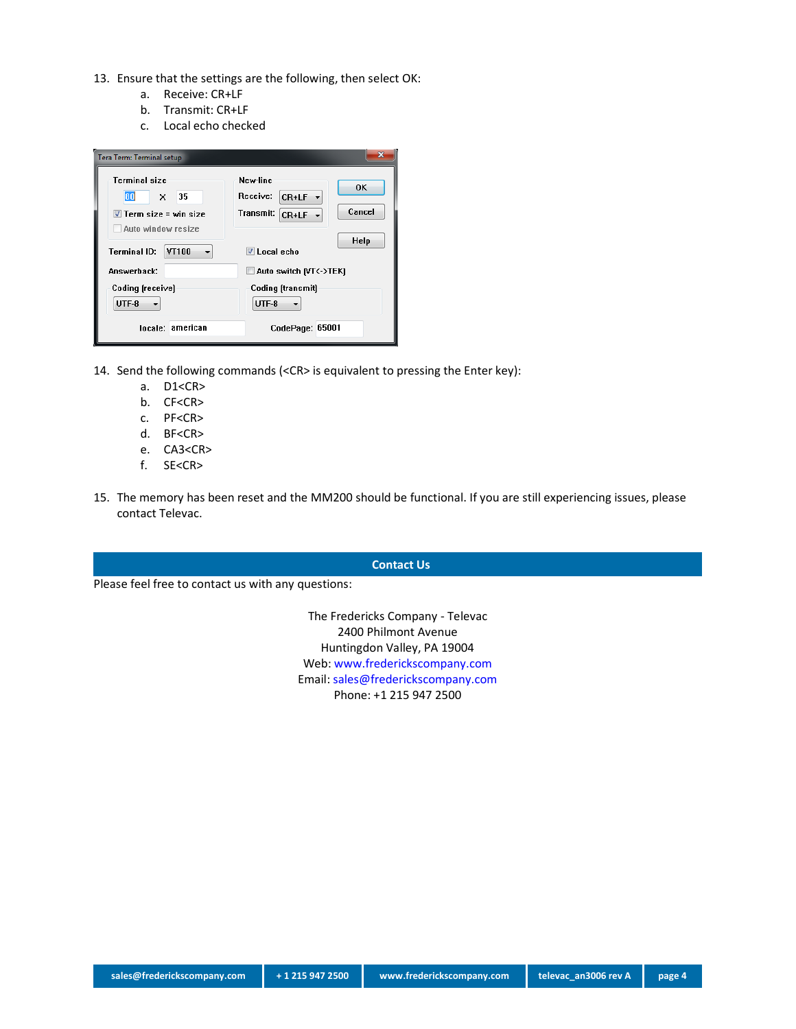13. Ensure that the settings are the following, then select OK:
    a. Receive: CR+LF
    b. Transmit: CR+LF
    c. Local echo checked

14. Send the following commands (<CR> is equivalent to pressing the Enter key):
    a. D1<CR>
    b. CF<CR>
    c. PF<CR>
    d. BF<CR>
    e. CA3<CR>
    f. SE<CR>

15. The memory has been reset and the MM200 should be functional. If you are still experiencing issues, please contact Televac.

## Contact Us

Please feel free to contact us with any questions:

The Fredericks Company - Televac
2400 Philmont Avenue
Huntingdon Valley, PA 19004
Web: www.frederickscompany.com
Email: sales@frederickscompany.com
Phone: +1 215 947 2500